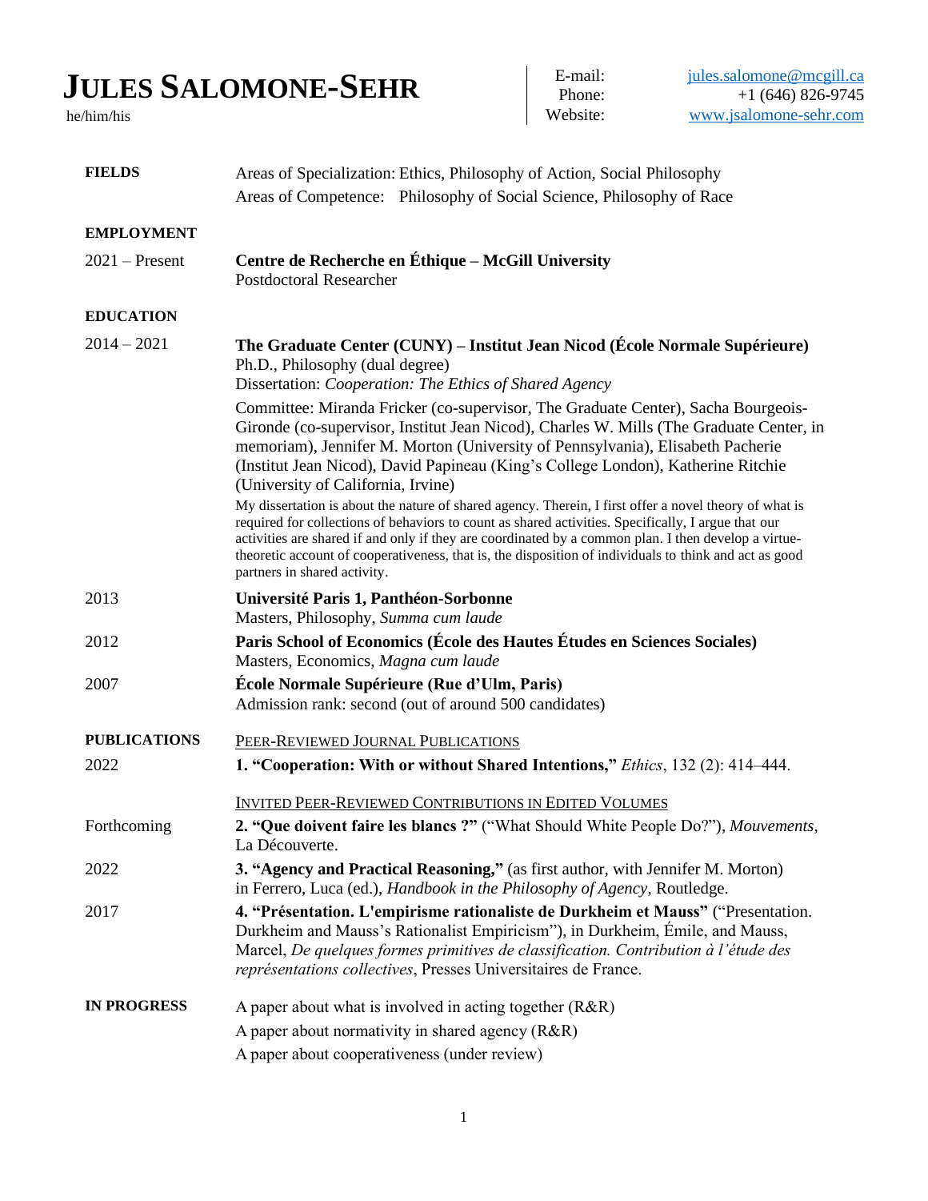# JULES SALOMONE-SEHR

he/him/his

E-mail: jules.salomone@mcgill.ca
Phone: +1 (646) 826-9745
Website: www.jsalomone-sehr.com

## FIELDS

Areas of Specialization: Ethics, Philosophy of Action, Social Philosophy

Areas of Competence: Philosophy of Social Science, Philosophy of Race

## EMPLOYMENT

2021 – Present
**Centre de Recherche en Éthique – McGill University**
Postdoctoral Researcher

## EDUCATION

2014 – 2021
**The Graduate Center (CUNY) – Institut Jean Nicod (École Normale Supérieure)**
Ph.D., Philosophy (dual degree)
Dissertation: *Cooperation: The Ethics of Shared Agency*

Committee: Miranda Fricker (co-supervisor, The Graduate Center), Sacha Bourgeois-Gironde (co-supervisor, Institut Jean Nicod), Charles W. Mills (The Graduate Center, in memoriam), Jennifer M. Morton (University of Pennsylvania), Elisabeth Pacherie (Institut Jean Nicod), David Papineau (King's College London), Katherine Ritchie (University of California, Irvine)

My dissertation is about the nature of shared agency. Therein, I first offer a novel theory of what is required for collections of behaviors to count as shared activities. Specifically, I argue that our activities are shared if and only if they are coordinated by a common plan. I then develop a virtue-theoretic account of cooperativeness, that is, the disposition of individuals to think and act as good partners in shared activity.

2013
**Université Paris 1, Panthéon-Sorbonne**
Masters, Philosophy, *Summa cum laude*

2012
**Paris School of Economics (École des Hautes Études en Sciences Sociales)**
Masters, Economics, *Magna cum laude*

2007
**École Normale Supérieure (Rue d'Ulm, Paris)**
Admission rank: second (out of around 500 candidates)

## PUBLICATIONS

PEER-REVIEWED JOURNAL PUBLICATIONS

2022
**1. "Cooperation: With or without Shared Intentions,"** *Ethics*, 132 (2): 414–444.

INVITED PEER-REVIEWED CONTRIBUTIONS IN EDITED VOLUMES

Forthcoming
**2. "Que doivent faire les blancs ?"** ("What Should White People Do?"), *Mouvements*, La Découverte.

2022
**3. "Agency and Practical Reasoning,"** (as first author, with Jennifer M. Morton) in Ferrero, Luca (ed.), *Handbook in the Philosophy of Agency*, Routledge.

2017
**4. "Présentation. L'empirisme rationaliste de Durkheim et Mauss"** ("Presentation. Durkheim and Mauss's Rationalist Empiricism"), in Durkheim, Émile, and Mauss, Marcel, *De quelques formes primitives de classification. Contribution à l'étude des représentations collectives*, Presses Universitaires de France.

## IN PROGRESS

A paper about what is involved in acting together (R&R)

A paper about normativity in shared agency (R&R)

A paper about cooperativeness (under review)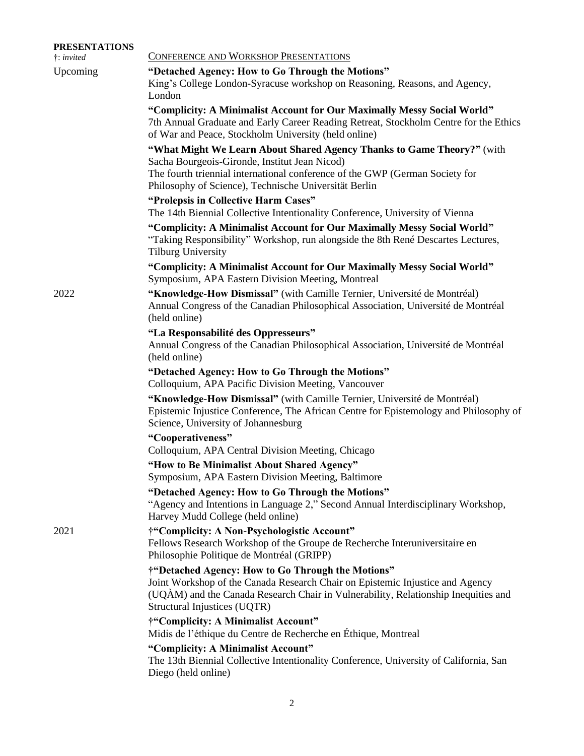## PRESENTATIONS

†: *invited*

CONFERENCE AND WORKSHOP PRESENTATIONS

**Upcoming**

**"Detached Agency: How to Go Through the Motions"**
King's College London-Syracuse workshop on Reasoning, Reasons, and Agency, London

**"Complicity: A Minimalist Account for Our Maximally Messy Social World"**
7th Annual Graduate and Early Career Reading Retreat, Stockholm Centre for the Ethics of War and Peace, Stockholm University (held online)

**"What Might We Learn About Shared Agency Thanks to Game Theory?"** (with Sacha Bourgeois-Gironde, Institut Jean Nicod)
The fourth triennial international conference of the GWP (German Society for Philosophy of Science), Technische Universität Berlin

**"Prolepsis in Collective Harm Cases"**
The 14th Biennial Collective Intentionality Conference, University of Vienna

**"Complicity: A Minimalist Account for Our Maximally Messy Social World"**
"Taking Responsibility" Workshop, run alongside the 8th René Descartes Lectures, Tilburg University

**"Complicity: A Minimalist Account for Our Maximally Messy Social World"**
Symposium, APA Eastern Division Meeting, Montreal

**2022**

**"Knowledge-How Dismissal"** (with Camille Ternier, Université de Montréal)
Annual Congress of the Canadian Philosophical Association, Université de Montréal (held online)

**"La Responsabilité des Oppresseurs"**
Annual Congress of the Canadian Philosophical Association, Université de Montréal (held online)

**"Detached Agency: How to Go Through the Motions"**
Colloquium, APA Pacific Division Meeting, Vancouver

**"Knowledge-How Dismissal"** (with Camille Ternier, Université de Montréal)
Epistemic Injustice Conference, The African Centre for Epistemology and Philosophy of Science, University of Johannesburg

**"Cooperativeness"**
Colloquium, APA Central Division Meeting, Chicago

**"How to Be Minimalist About Shared Agency"**
Symposium, APA Eastern Division Meeting, Baltimore

**"Detached Agency: How to Go Through the Motions"**
"Agency and Intentions in Language 2," Second Annual Interdisciplinary Workshop, Harvey Mudd College (held online)

**2021**

**†"Complicity: A Non-Psychologistic Account"**
Fellows Research Workshop of the Groupe de Recherche Interuniversitaire en Philosophie Politique de Montréal (GRIPP)

**†"Detached Agency: How to Go Through the Motions"**
Joint Workshop of the Canada Research Chair on Epistemic Injustice and Agency (UQÀM) and the Canada Research Chair in Vulnerability, Relationship Inequities and Structural Injustices (UQTR)

**†"Complicity: A Minimalist Account"**
Midis de l'éthique du Centre de Recherche en Éthique, Montreal

**"Complicity: A Minimalist Account"**
The 13th Biennial Collective Intentionality Conference, University of California, San Diego (held online)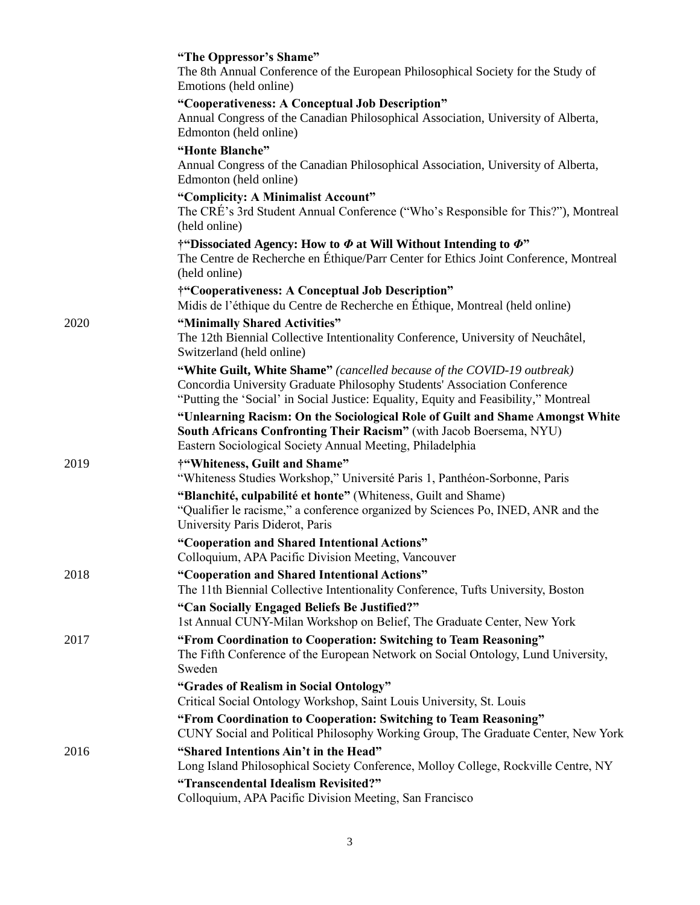**"The Oppressor's Shame"**
The 8th Annual Conference of the European Philosophical Society for the Study of Emotions (held online)

**"Cooperativeness: A Conceptual Job Description"**
Annual Congress of the Canadian Philosophical Association, University of Alberta, Edmonton (held online)

**"Honte Blanche"**
Annual Congress of the Canadian Philosophical Association, University of Alberta, Edmonton (held online)

**"Complicity: A Minimalist Account"**
The CRÉ's 3rd Student Annual Conference ("Who's Responsible for This?"), Montreal (held online)

**†"Dissociated Agency: How to $\Phi$ at Will Without Intending to $\Phi$"**
The Centre de Recherche en Éthique/Parr Center for Ethics Joint Conference, Montreal (held online)

**†"Cooperativeness: A Conceptual Job Description"**
Midis de l'éthique du Centre de Recherche en Éthique, Montreal (held online)

2020

**"Minimally Shared Activities"**
The 12th Biennial Collective Intentionality Conference, University of Neuchâtel, Switzerland (held online)

**"White Guilt, White Shame"** *(cancelled because of the COVID-19 outbreak)*
Concordia University Graduate Philosophy Students' Association Conference "Putting the 'Social' in Social Justice: Equality, Equity and Feasibility," Montreal

**"Unlearning Racism: On the Sociological Role of Guilt and Shame Amongst White South Africans Confronting Their Racism"** (with Jacob Boersema, NYU)
Eastern Sociological Society Annual Meeting, Philadelphia

2019

**†"Whiteness, Guilt and Shame"**
"Whiteness Studies Workshop," Université Paris 1, Panthéon-Sorbonne, Paris

**"Blanchité, culpabilité et honte"** (Whiteness, Guilt and Shame)
"Qualifier le racisme," a conference organized by Sciences Po, INED, ANR and the University Paris Diderot, Paris

**"Cooperation and Shared Intentional Actions"**
Colloquium, APA Pacific Division Meeting, Vancouver

2018

**"Cooperation and Shared Intentional Actions"**
The 11th Biennial Collective Intentionality Conference, Tufts University, Boston

**"Can Socially Engaged Beliefs Be Justified?"**
1st Annual CUNY-Milan Workshop on Belief, The Graduate Center, New York

2017

**"From Coordination to Cooperation: Switching to Team Reasoning"**
The Fifth Conference of the European Network on Social Ontology, Lund University, Sweden

**"Grades of Realism in Social Ontology"**
Critical Social Ontology Workshop, Saint Louis University, St. Louis

**"From Coordination to Cooperation: Switching to Team Reasoning"**
CUNY Social and Political Philosophy Working Group, The Graduate Center, New York

2016

**"Shared Intentions Ain't in the Head"**
Long Island Philosophical Society Conference, Molloy College, Rockville Centre, NY

**"Transcendental Idealism Revisited?"**
Colloquium, APA Pacific Division Meeting, San Francisco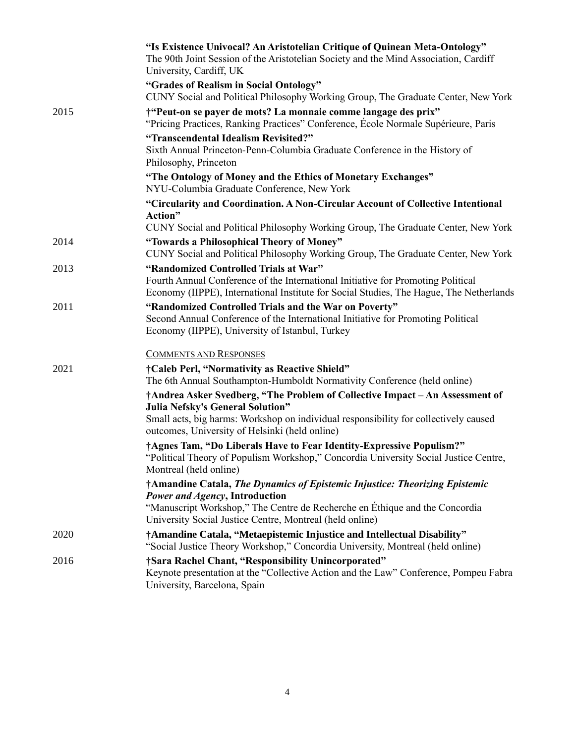**"Is Existence Univocal? An Aristotelian Critique of Quinean Meta-Ontology"**
The 90th Joint Session of the Aristotelian Society and the Mind Association, Cardiff University, Cardiff, UK

**"Grades of Realism in Social Ontology"**
CUNY Social and Political Philosophy Working Group, The Graduate Center, New York

2015

**†"Peut-on se payer de mots? La monnaie comme langage des prix"**
"Pricing Practices, Ranking Practices" Conference, École Normale Supérieure, Paris

**"Transcendental Idealism Revisited?"**
Sixth Annual Princeton-Penn-Columbia Graduate Conference in the History of Philosophy, Princeton

**"The Ontology of Money and the Ethics of Monetary Exchanges"**
NYU-Columbia Graduate Conference, New York

**"Circularity and Coordination. A Non-Circular Account of Collective Intentional Action"**
CUNY Social and Political Philosophy Working Group, The Graduate Center, New York

2014

**"Towards a Philosophical Theory of Money"**
CUNY Social and Political Philosophy Working Group, The Graduate Center, New York

2013

**"Randomized Controlled Trials at War"**
Fourth Annual Conference of the International Initiative for Promoting Political Economy (IIPPE), International Institute for Social Studies, The Hague, The Netherlands

2011

**"Randomized Controlled Trials and the War on Poverty"**
Second Annual Conference of the International Initiative for Promoting Political Economy (IIPPE), University of Istanbul, Turkey

### Comments and Responses

2021

**†Caleb Perl, "Normativity as Reactive Shield"**
The 6th Annual Southampton-Humboldt Normativity Conference (held online)

**†Andrea Asker Svedberg, "The Problem of Collective Impact – An Assessment of Julia Nefsky's General Solution"**
Small acts, big harms: Workshop on individual responsibility for collectively caused outcomes, University of Helsinki (held online)

**†Agnes Tam, "Do Liberals Have to Fear Identity-Expressive Populism?"**
"Political Theory of Populism Workshop," Concordia University Social Justice Centre, Montreal (held online)

**†Amandine Catala, *The Dynamics of Epistemic Injustice: Theorizing Epistemic Power and Agency*, Introduction**
"Manuscript Workshop," The Centre de Recherche en Éthique and the Concordia University Social Justice Centre, Montreal (held online)

2020

**†Amandine Catala, "Metaepistemic Injustice and Intellectual Disability"**
"Social Justice Theory Workshop," Concordia University, Montreal (held online)

2016

**†Sara Rachel Chant, "Responsibility Unincorporated"**
Keynote presentation at the "Collective Action and the Law" Conference, Pompeu Fabra University, Barcelona, Spain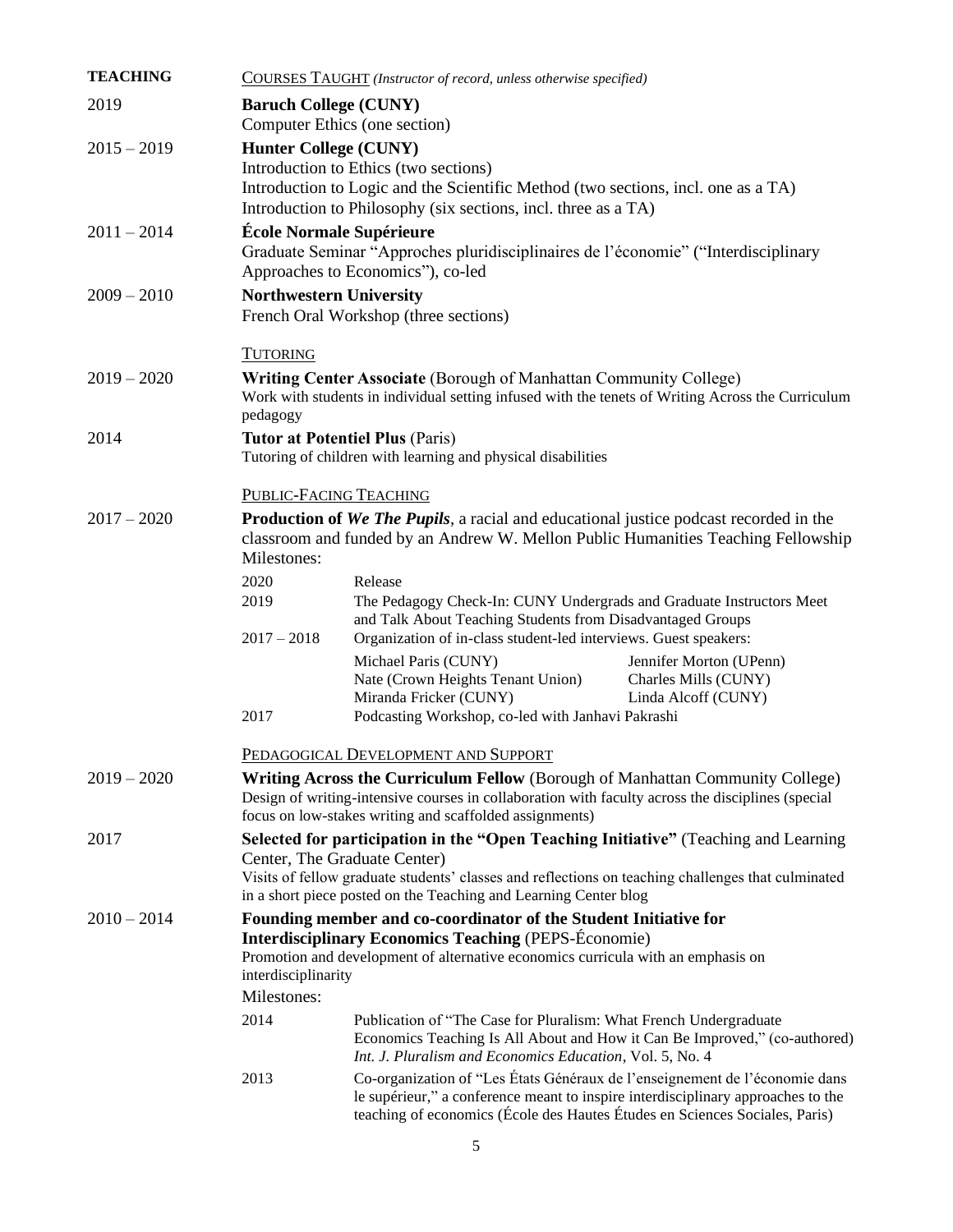## TEACHING

### COURSES TAUGHT *(Instructor of record, unless otherwise specified)*

**2019** — **Baruch College (CUNY)**
Computer Ethics (one section)

**2015 – 2019** — **Hunter College (CUNY)**
Introduction to Ethics (two sections)
Introduction to Logic and the Scientific Method (two sections, incl. one as a TA)
Introduction to Philosophy (six sections, incl. three as a TA)

**2011 – 2014** — **École Normale Supérieure**
Graduate Seminar "Approches pluridisciplinaires de l'économie" ("Interdisciplinary Approaches to Economics"), co-led

**2009 – 2010** — **Northwestern University**
French Oral Workshop (three sections)

### TUTORING

**2019 – 2020** — **Writing Center Associate** (Borough of Manhattan Community College)
Work with students in individual setting infused with the tenets of Writing Across the Curriculum pedagogy

**2014** — **Tutor at Potentiel Plus** (Paris)
Tutoring of children with learning and physical disabilities

### PUBLIC-FACING TEACHING

**2017 – 2020** — **Production of *We The Pupils***, a racial and educational justice podcast recorded in the classroom and funded by an Andrew W. Mellon Public Humanities Teaching Fellowship

Milestones:

- 2020 — Release
- 2019 — The Pedagogy Check-In: CUNY Undergrads and Graduate Instructors Meet and Talk About Teaching Students from Disadvantaged Groups
- 2017 – 2018 — Organization of in-class student-led interviews. Guest speakers:
  - Michael Paris (CUNY)
  - Jennifer Morton (UPenn)
  - Nate (Crown Heights Tenant Union)
  - Charles Mills (CUNY)
  - Miranda Fricker (CUNY)
  - Linda Alcoff (CUNY)
- 2017 — Podcasting Workshop, co-led with Janhavi Pakrashi

### PEDAGOGICAL DEVELOPMENT AND SUPPORT

**2019 – 2020** — **Writing Across the Curriculum Fellow** (Borough of Manhattan Community College)
Design of writing-intensive courses in collaboration with faculty across the disciplines (special focus on low-stakes writing and scaffolded assignments)

**2017** — **Selected for participation in the "Open Teaching Initiative"** (Teaching and Learning Center, The Graduate Center)
Visits of fellow graduate students' classes and reflections on teaching challenges that culminated in a short piece posted on the Teaching and Learning Center blog

**2010 – 2014** — **Founding member and co-coordinator of the Student Initiative for Interdisciplinary Economics Teaching** (PEPS-Économie)
Promotion and development of alternative economics curricula with an emphasis on interdisciplinarity

Milestones:

- 2014 — Publication of "The Case for Pluralism: What French Undergraduate Economics Teaching Is All About and How it Can Be Improved," (co-authored) *Int. J. Pluralism and Economics Education*, Vol. 5, No. 4
- 2013 — Co-organization of "Les États Généraux de l'enseignement de l'économie dans le supérieur," a conference meant to inspire interdisciplinary approaches to the teaching of economics (École des Hautes Études en Sciences Sociales, Paris)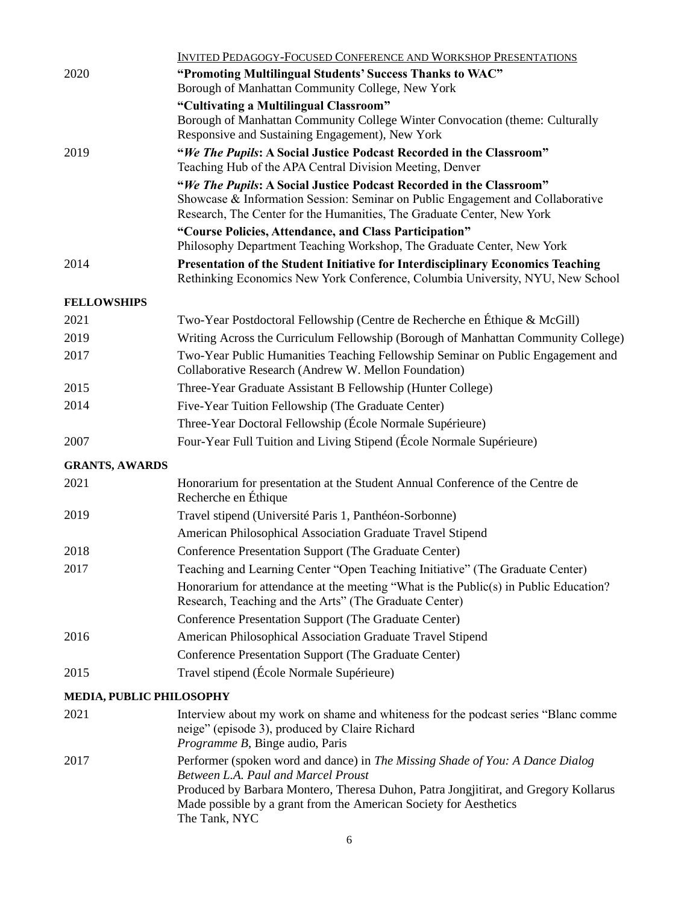<u>Invited Pedagogy-Focused Conference and Workshop Presentations</u>

2020 — **"Promoting Multilingual Students' Success Thanks to WAC"**
Borough of Manhattan Community College, New York

**"Cultivating a Multilingual Classroom"**
Borough of Manhattan Community College Winter Convocation (theme: Culturally Responsive and Sustaining Engagement), New York

2019 — **"*We The Pupils*: A Social Justice Podcast Recorded in the Classroom"**
Teaching Hub of the APA Central Division Meeting, Denver

**"*We The Pupils*: A Social Justice Podcast Recorded in the Classroom"**
Showcase & Information Session: Seminar on Public Engagement and Collaborative Research, The Center for the Humanities, The Graduate Center, New York

**"Course Policies, Attendance, and Class Participation"**
Philosophy Department Teaching Workshop, The Graduate Center, New York

2014 — **Presentation of the Student Initiative for Interdisciplinary Economics Teaching**
Rethinking Economics New York Conference, Columbia University, NYU, New School

## FELLOWSHIPS

2021 — Two-Year Postdoctoral Fellowship (Centre de Recherche en Éthique & McGill)

2019 — Writing Across the Curriculum Fellowship (Borough of Manhattan Community College)

2017 — Two-Year Public Humanities Teaching Fellowship Seminar on Public Engagement and Collaborative Research (Andrew W. Mellon Foundation)

2015 — Three-Year Graduate Assistant B Fellowship (Hunter College)

2014 — Five-Year Tuition Fellowship (The Graduate Center)

Three-Year Doctoral Fellowship (École Normale Supérieure)

2007 — Four-Year Full Tuition and Living Stipend (École Normale Supérieure)

## GRANTS, AWARDS

2021 — Honorarium for presentation at the Student Annual Conference of the Centre de Recherche en Éthique

2019 — Travel stipend (Université Paris 1, Panthéon-Sorbonne)

American Philosophical Association Graduate Travel Stipend

2018 — Conference Presentation Support (The Graduate Center)

2017 — Teaching and Learning Center "Open Teaching Initiative" (The Graduate Center)

Honorarium for attendance at the meeting "What is the Public(s) in Public Education? Research, Teaching and the Arts" (The Graduate Center)

Conference Presentation Support (The Graduate Center)

2016 — American Philosophical Association Graduate Travel Stipend

Conference Presentation Support (The Graduate Center)

2015 — Travel stipend (École Normale Supérieure)

## MEDIA, PUBLIC PHILOSOPHY

2021 — Interview about my work on shame and whiteness for the podcast series "Blanc comme neige" (episode 3), produced by Claire Richard
*Programme B*, Binge audio, Paris

2017 — Performer (spoken word and dance) in *The Missing Shade of You: A Dance Dialog Between L.A. Paul and Marcel Proust*
Produced by Barbara Montero, Theresa Duhon, Patra Jongjitirat, and Gregory Kollarus
Made possible by a grant from the American Society for Aesthetics
The Tank, NYC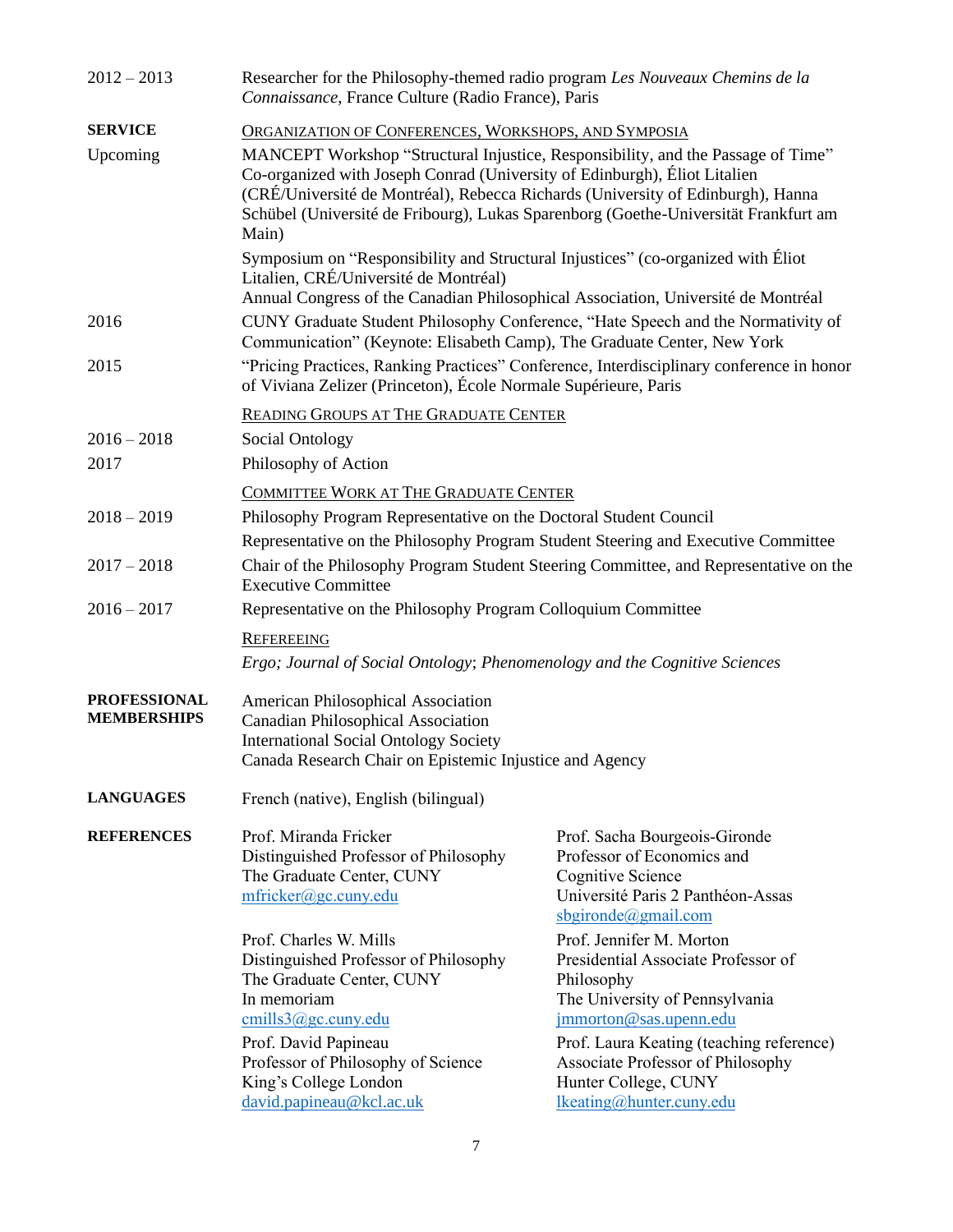2012 – 2013 Researcher for the Philosophy-themed radio program *Les Nouveaux Chemins de la Connaissance*, France Culture (Radio France), Paris

**SERVICE**

ORGANIZATION OF CONFERENCES, WORKSHOPS, AND SYMPOSIA

Upcoming MANCEPT Workshop "Structural Injustice, Responsibility, and the Passage of Time" Co-organized with Joseph Conrad (University of Edinburgh), Éliot Litalien (CRÉ/Université de Montréal), Rebecca Richards (University of Edinburgh), Hanna Schübel (Université de Fribourg), Lukas Sparenborg (Goethe-Universität Frankfurt am Main)

Symposium on "Responsibility and Structural Injustices" (co-organized with Éliot Litalien, CRÉ/Université de Montréal)
Annual Congress of the Canadian Philosophical Association, Université de Montréal

2016 CUNY Graduate Student Philosophy Conference, "Hate Speech and the Normativity of Communication" (Keynote: Elisabeth Camp), The Graduate Center, New York

2015 "Pricing Practices, Ranking Practices" Conference, Interdisciplinary conference in honor of Viviana Zelizer (Princeton), École Normale Supérieure, Paris

READING GROUPS AT THE GRADUATE CENTER

2016 – 2018 Social Ontology

2017 Philosophy of Action

COMMITTEE WORK AT THE GRADUATE CENTER

2018 – 2019 Philosophy Program Representative on the Doctoral Student Council

Representative on the Philosophy Program Student Steering and Executive Committee

2017 – 2018 Chair of the Philosophy Program Student Steering Committee, and Representative on the Executive Committee

2016 – 2017 Representative on the Philosophy Program Colloquium Committee

REFEREEING

*Ergo; Journal of Social Ontology*; *Phenomenology and the Cognitive Sciences*

**PROFESSIONAL MEMBERSHIPS**

American Philosophical Association
Canadian Philosophical Association
International Social Ontology Society
Canada Research Chair on Epistemic Injustice and Agency

**LANGUAGES**

French (native), English (bilingual)

**REFERENCES**

Prof. Miranda Fricker
Distinguished Professor of Philosophy
The Graduate Center, CUNY
mfricker@gc.cuny.edu

Prof. Sacha Bourgeois-Gironde
Professor of Economics and Cognitive Science
Université Paris 2 Panthéon-Assas
sbgironde@gmail.com

Prof. Charles W. Mills
Distinguished Professor of Philosophy
The Graduate Center, CUNY
In memoriam
cmills3@gc.cuny.edu

Prof. Jennifer M. Morton
Presidential Associate Professor of Philosophy
The University of Pennsylvania
jmmorton@sas.upenn.edu

Prof. David Papineau
Professor of Philosophy of Science
King's College London
david.papineau@kcl.ac.uk

Prof. Laura Keating (teaching reference)
Associate Professor of Philosophy
Hunter College, CUNY
lkeating@hunter.cuny.edu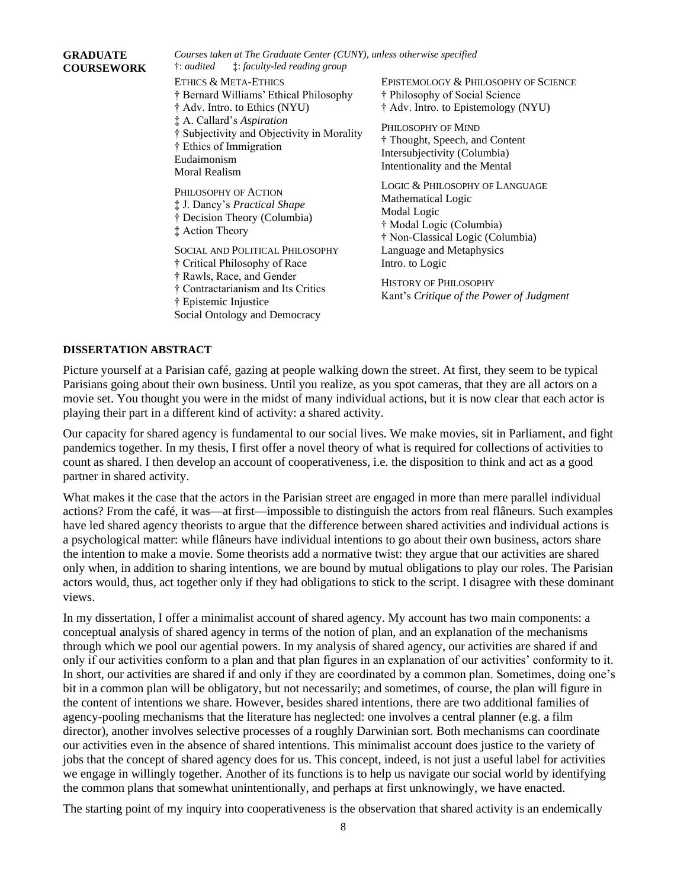## GRADUATE COURSEWORK

*Courses taken at The Graduate Center (CUNY), unless otherwise specified*
†: *audited* ‡: *faculty-led reading group*

ETHICS & META-ETHICS
† Bernard Williams' Ethical Philosophy
† Adv. Intro. to Ethics (NYU)
‡ A. Callard's *Aspiration*
† Subjectivity and Objectivity in Morality
† Ethics of Immigration
Eudaimonism
Moral Realism

PHILOSOPHY OF ACTION
‡ J. Dancy's *Practical Shape*
† Decision Theory (Columbia)
‡ Action Theory

SOCIAL AND POLITICAL PHILOSOPHY
† Critical Philosophy of Race
† Rawls, Race, and Gender
† Contractarianism and Its Critics
† Epistemic Injustice
Social Ontology and Democracy

EPISTEMOLOGY & PHILOSOPHY OF SCIENCE
† Philosophy of Social Science
† Adv. Intro. to Epistemology (NYU)

PHILOSOPHY OF MIND
† Thought, Speech, and Content
Intersubjectivity (Columbia)
Intentionality and the Mental

LOGIC & PHILOSOPHY OF LANGUAGE
Mathematical Logic
Modal Logic
† Modal Logic (Columbia)
† Non-Classical Logic (Columbia)
Language and Metaphysics
Intro. to Logic

HISTORY OF PHILOSOPHY
Kant's *Critique of the Power of Judgment*

## DISSERTATION ABSTRACT

Picture yourself at a Parisian café, gazing at people walking down the street. At first, they seem to be typical Parisians going about their own business. Until you realize, as you spot cameras, that they are all actors on a movie set. You thought you were in the midst of many individual actions, but it is now clear that each actor is playing their part in a different kind of activity: a shared activity.

Our capacity for shared agency is fundamental to our social lives. We make movies, sit in Parliament, and fight pandemics together. In my thesis, I first offer a novel theory of what is required for collections of activities to count as shared. I then develop an account of cooperativeness, i.e. the disposition to think and act as a good partner in shared activity.

What makes it the case that the actors in the Parisian street are engaged in more than mere parallel individual actions? From the café, it was—at first—impossible to distinguish the actors from real flâneurs. Such examples have led shared agency theorists to argue that the difference between shared activities and individual actions is a psychological matter: while flâneurs have individual intentions to go about their own business, actors share the intention to make a movie. Some theorists add a normative twist: they argue that our activities are shared only when, in addition to sharing intentions, we are bound by mutual obligations to play our roles. The Parisian actors would, thus, act together only if they had obligations to stick to the script. I disagree with these dominant views.

In my dissertation, I offer a minimalist account of shared agency. My account has two main components: a conceptual analysis of shared agency in terms of the notion of plan, and an explanation of the mechanisms through which we pool our agential powers. In my analysis of shared agency, our activities are shared if and only if our activities conform to a plan and that plan figures in an explanation of our activities' conformity to it. In short, our activities are shared if and only if they are coordinated by a common plan. Sometimes, doing one's bit in a common plan will be obligatory, but not necessarily; and sometimes, of course, the plan will figure in the content of intentions we share. However, besides shared intentions, there are two additional families of agency-pooling mechanisms that the literature has neglected: one involves a central planner (e.g. a film director), another involves selective processes of a roughly Darwinian sort. Both mechanisms can coordinate our activities even in the absence of shared intentions. This minimalist account does justice to the variety of jobs that the concept of shared agency does for us. This concept, indeed, is not just a useful label for activities we engage in willingly together. Another of its functions is to help us navigate our social world by identifying the common plans that somewhat unintentionally, and perhaps at first unknowingly, we have enacted.

The starting point of my inquiry into cooperativeness is the observation that shared activity is an endemically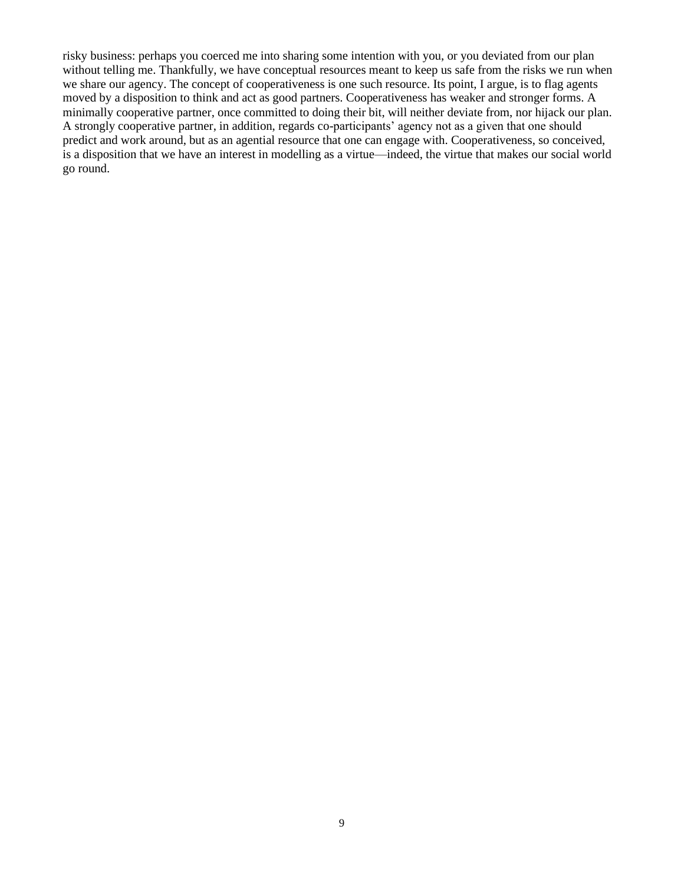risky business: perhaps you coerced me into sharing some intention with you, or you deviated from our plan without telling me. Thankfully, we have conceptual resources meant to keep us safe from the risks we run when we share our agency. The concept of cooperativeness is one such resource. Its point, I argue, is to flag agents moved by a disposition to think and act as good partners. Cooperativeness has weaker and stronger forms. A minimally cooperative partner, once committed to doing their bit, will neither deviate from, nor hijack our plan. A strongly cooperative partner, in addition, regards co-participants' agency not as a given that one should predict and work around, but as an agential resource that one can engage with. Cooperativeness, so conceived, is a disposition that we have an interest in modelling as a virtue—indeed, the virtue that makes our social world go round.